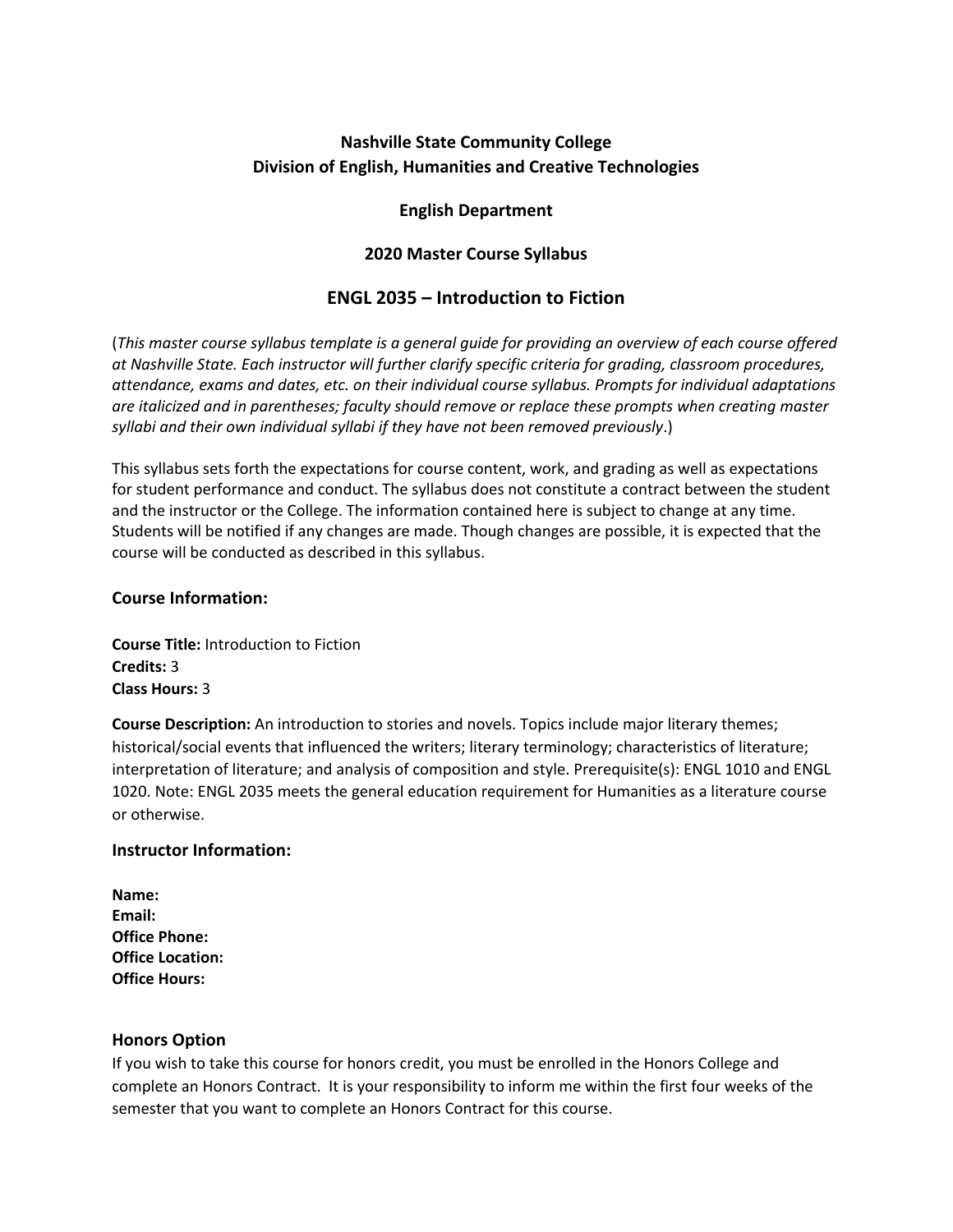**Nashville State Community College**
**Division of English, Humanities and Creative Technologies**

**English Department**

**2020 Master Course Syllabus**

## ENGL 2035 – Introduction to Fiction

(*This master course syllabus template is a general guide for providing an overview of each course offered at Nashville State. Each instructor will further clarify specific criteria for grading, classroom procedures, attendance, exams and dates, etc. on their individual course syllabus. Prompts for individual adaptations are italicized and in parentheses; faculty should remove or replace these prompts when creating master syllabi and their own individual syllabi if they have not been removed previously*.)

This syllabus sets forth the expectations for course content, work, and grading as well as expectations for student performance and conduct. The syllabus does not constitute a contract between the student and the instructor or the College. The information contained here is subject to change at any time. Students will be notified if any changes are made. Though changes are possible, it is expected that the course will be conducted as described in this syllabus.

### Course Information:

**Course Title:** Introduction to Fiction
**Credits:** 3
**Class Hours:** 3

**Course Description:** An introduction to stories and novels. Topics include major literary themes; historical/social events that influenced the writers; literary terminology; characteristics of literature; interpretation of literature; and analysis of composition and style. Prerequisite(s): ENGL 1010 and ENGL 1020. Note: ENGL 2035 meets the general education requirement for Humanities as a literature course or otherwise.

### Instructor Information:

**Name:**
**Email:**
**Office Phone:**
**Office Location:**
**Office Hours:**

### Honors Option

If you wish to take this course for honors credit, you must be enrolled in the Honors College and complete an Honors Contract. It is your responsibility to inform me within the first four weeks of the semester that you want to complete an Honors Contract for this course.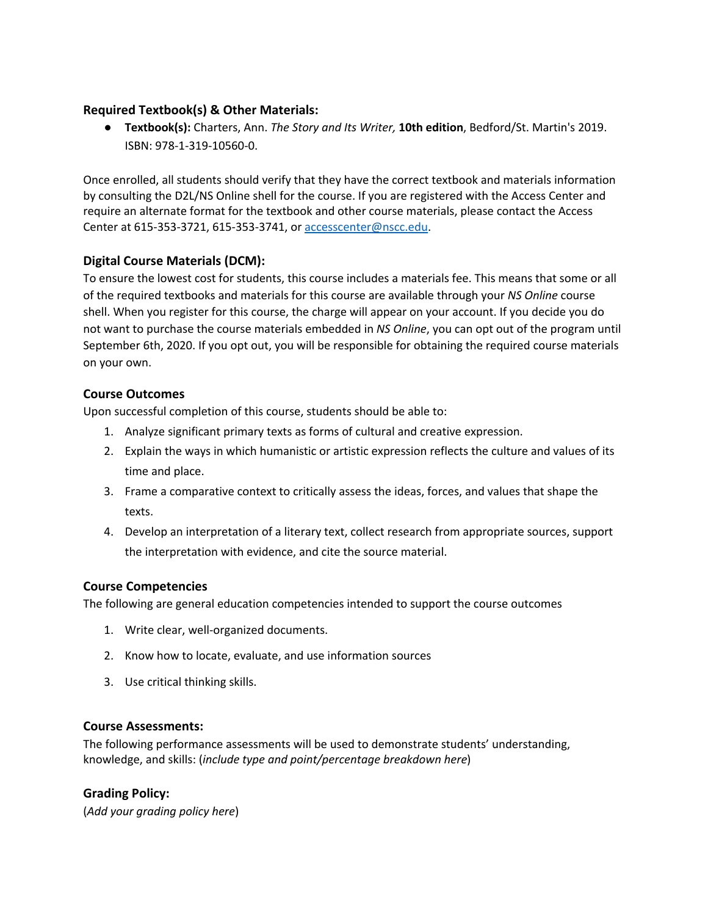### Required Textbook(s) & Other Materials:

- **Textbook(s):** Charters, Ann. *The Story and Its Writer,* **10th edition**, Bedford/St. Martin's 2019. ISBN: 978-1-319-10560-0.

Once enrolled, all students should verify that they have the correct textbook and materials information by consulting the D2L/NS Online shell for the course. If you are registered with the Access Center and require an alternate format for the textbook and other course materials, please contact the Access Center at 615-353-3721, 615-353-3741, or [accesscenter@nscc.edu](mailto:accesscenter@nscc.edu).

### Digital Course Materials (DCM):

To ensure the lowest cost for students, this course includes a materials fee. This means that some or all of the required textbooks and materials for this course are available through your *NS Online* course shell. When you register for this course, the charge will appear on your account. If you decide you do not want to purchase the course materials embedded in *NS Online*, you can opt out of the program until September 6th, 2020. If you opt out, you will be responsible for obtaining the required course materials on your own.

### Course Outcomes

Upon successful completion of this course, students should be able to:

1. Analyze significant primary texts as forms of cultural and creative expression.
2. Explain the ways in which humanistic or artistic expression reflects the culture and values of its time and place.
3. Frame a comparative context to critically assess the ideas, forces, and values that shape the texts.
4. Develop an interpretation of a literary text, collect research from appropriate sources, support the interpretation with evidence, and cite the source material.

### Course Competencies

The following are general education competencies intended to support the course outcomes

1. Write clear, well-organized documents.
2. Know how to locate, evaluate, and use information sources
3. Use critical thinking skills.

### Course Assessments:

The following performance assessments will be used to demonstrate students' understanding, knowledge, and skills: (*include type and point/percentage breakdown here*)

### Grading Policy:

(*Add your grading policy here*)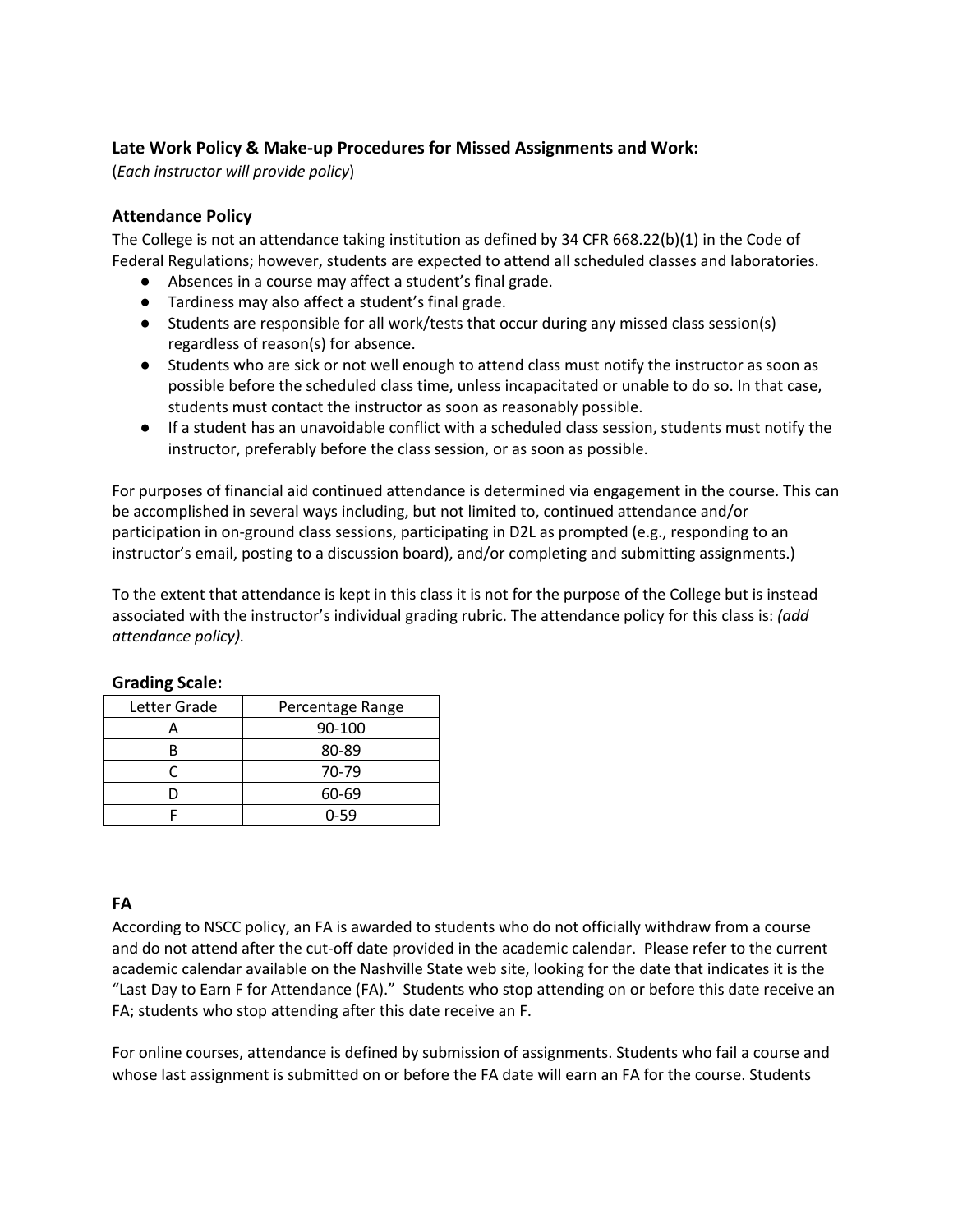**Late Work Policy & Make-up Procedures for Missed Assignments and Work:**
(*Each instructor will provide policy*)

### Attendance Policy

The College is not an attendance taking institution as defined by 34 CFR 668.22(b)(1) in the Code of Federal Regulations; however, students are expected to attend all scheduled classes and laboratories.

- Absences in a course may affect a student's final grade.
- Tardiness may also affect a student's final grade.
- Students are responsible for all work/tests that occur during any missed class session(s) regardless of reason(s) for absence.
- Students who are sick or not well enough to attend class must notify the instructor as soon as possible before the scheduled class time, unless incapacitated or unable to do so. In that case, students must contact the instructor as soon as reasonably possible.
- If a student has an unavoidable conflict with a scheduled class session, students must notify the instructor, preferably before the class session, or as soon as possible.

For purposes of financial aid continued attendance is determined via engagement in the course. This can be accomplished in several ways including, but not limited to, continued attendance and/or participation in on-ground class sessions, participating in D2L as prompted (e.g., responding to an instructor's email, posting to a discussion board), and/or completing and submitting assignments.)

To the extent that attendance is kept in this class it is not for the purpose of the College but is instead associated with the instructor's individual grading rubric. The attendance policy for this class is: *(add attendance policy).*

### Grading Scale:

| Letter Grade | Percentage Range |
|---|---|
| A | 90-100 |
| B | 80-89 |
| C | 70-79 |
| D | 60-69 |
| F | 0-59 |

### FA

According to NSCC policy, an FA is awarded to students who do not officially withdraw from a course and do not attend after the cut-off date provided in the academic calendar. Please refer to the current academic calendar available on the Nashville State web site, looking for the date that indicates it is the "Last Day to Earn F for Attendance (FA)." Students who stop attending on or before this date receive an FA; students who stop attending after this date receive an F.

For online courses, attendance is defined by submission of assignments. Students who fail a course and whose last assignment is submitted on or before the FA date will earn an FA for the course. Students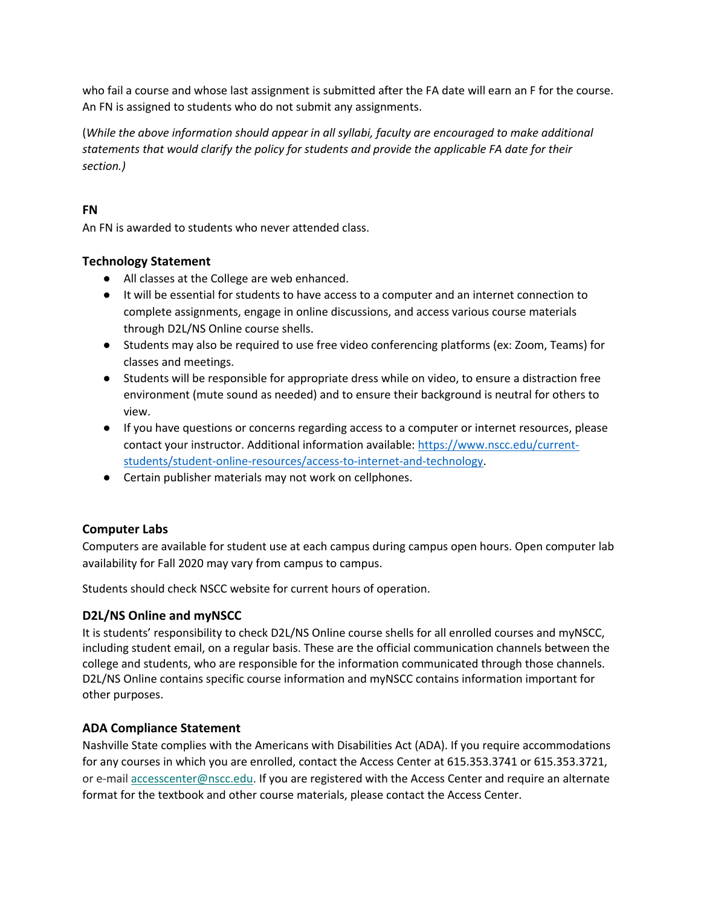who fail a course and whose last assignment is submitted after the FA date will earn an F for the course. An FN is assigned to students who do not submit any assignments.

(*While the above information should appear in all syllabi, faculty are encouraged to make additional statements that would clarify the policy for students and provide the applicable FA date for their section.)*

**FN**

An FN is awarded to students who never attended class.

### Technology Statement

- All classes at the College are web enhanced.
- It will be essential for students to have access to a computer and an internet connection to complete assignments, engage in online discussions, and access various course materials through D2L/NS Online course shells.
- Students may also be required to use free video conferencing platforms (ex: Zoom, Teams) for classes and meetings.
- Students will be responsible for appropriate dress while on video, to ensure a distraction free environment (mute sound as needed) and to ensure their background is neutral for others to view.
- If you have questions or concerns regarding access to a computer or internet resources, please contact your instructor. Additional information available: [https://www.nscc.edu/current-students/student-online-resources/access-to-internet-and-technology](https://www.nscc.edu/current-students/student-online-resources/access-to-internet-and-technology).
- Certain publisher materials may not work on cellphones.

### Computer Labs

Computers are available for student use at each campus during campus open hours. Open computer lab availability for Fall 2020 may vary from campus to campus.

Students should check NSCC website for current hours of operation.

### D2L/NS Online and myNSCC

It is students' responsibility to check D2L/NS Online course shells for all enrolled courses and myNSCC, including student email, on a regular basis. These are the official communication channels between the college and students, who are responsible for the information communicated through those channels. D2L/NS Online contains specific course information and myNSCC contains information important for other purposes.

### ADA Compliance Statement

Nashville State complies with the Americans with Disabilities Act (ADA). If you require accommodations for any courses in which you are enrolled, contact the Access Center at 615.353.3741 or 615.353.3721, or e-mail [accesscenter@nscc.edu](mailto:accesscenter@nscc.edu). If you are registered with the Access Center and require an alternate format for the textbook and other course materials, please contact the Access Center.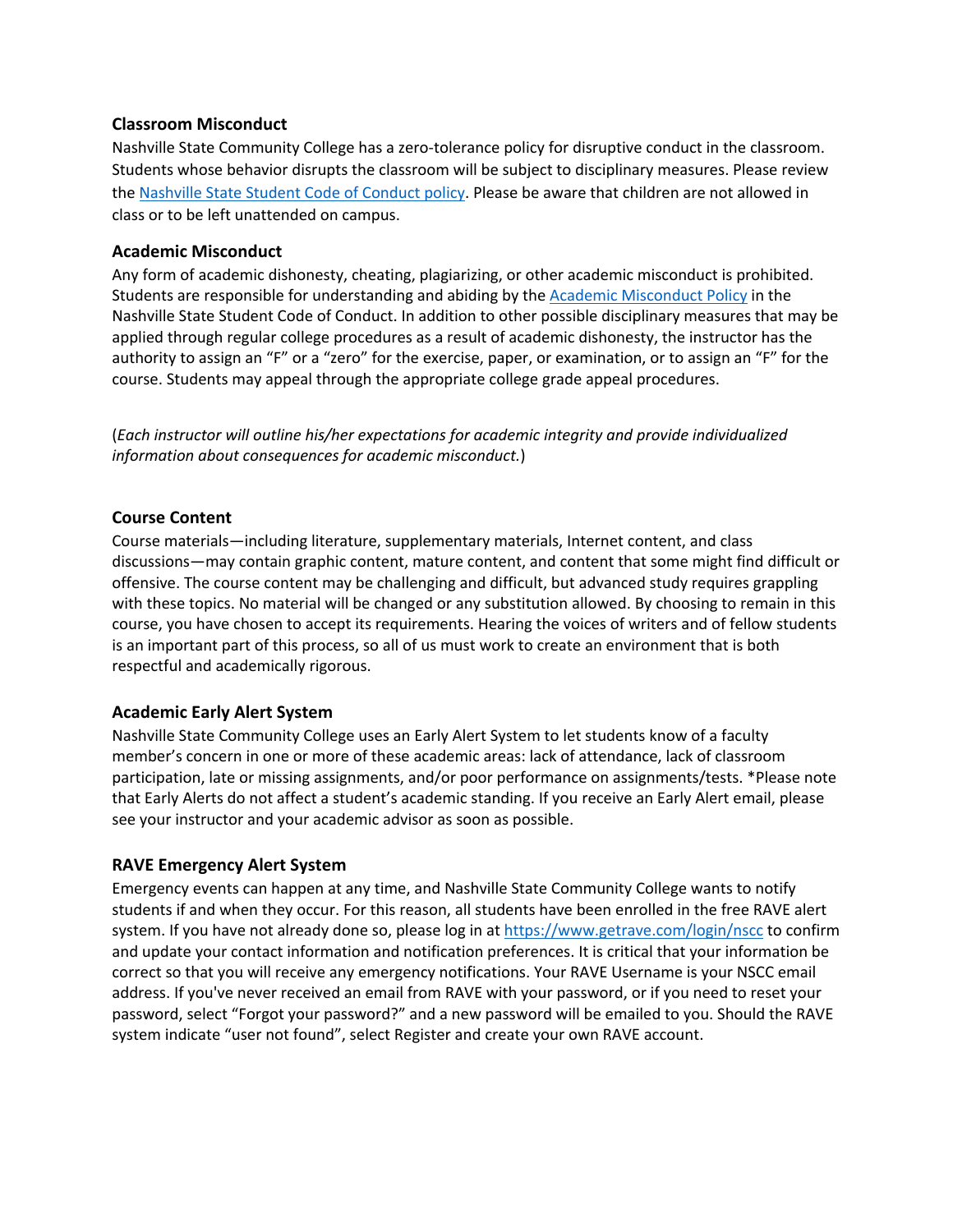### Classroom Misconduct

Nashville State Community College has a zero-tolerance policy for disruptive conduct in the classroom. Students whose behavior disrupts the classroom will be subject to disciplinary measures. Please review the [Nashville State Student Code of Conduct policy](). Please be aware that children are not allowed in class or to be left unattended on campus.

### Academic Misconduct

Any form of academic dishonesty, cheating, plagiarizing, or other academic misconduct is prohibited. Students are responsible for understanding and abiding by the [Academic Misconduct Policy]() in the Nashville State Student Code of Conduct. In addition to other possible disciplinary measures that may be applied through regular college procedures as a result of academic dishonesty, the instructor has the authority to assign an "F" or a "zero" for the exercise, paper, or examination, or to assign an "F" for the course. Students may appeal through the appropriate college grade appeal procedures.

(*Each instructor will outline his/her expectations for academic integrity and provide individualized information about consequences for academic misconduct.*)

### Course Content

Course materials—including literature, supplementary materials, Internet content, and class discussions—may contain graphic content, mature content, and content that some might find difficult or offensive. The course content may be challenging and difficult, but advanced study requires grappling with these topics. No material will be changed or any substitution allowed. By choosing to remain in this course, you have chosen to accept its requirements. Hearing the voices of writers and of fellow students is an important part of this process, so all of us must work to create an environment that is both respectful and academically rigorous.

### Academic Early Alert System

Nashville State Community College uses an Early Alert System to let students know of a faculty member's concern in one or more of these academic areas: lack of attendance, lack of classroom participation, late or missing assignments, and/or poor performance on assignments/tests. *Please note that Early Alerts do not affect a student's academic standing. If you receive an Early Alert email, please see your instructor and your academic advisor as soon as possible.

### RAVE Emergency Alert System

Emergency events can happen at any time, and Nashville State Community College wants to notify students if and when they occur. For this reason, all students have been enrolled in the free RAVE alert system. If you have not already done so, please log in at [https://www.getrave.com/login/nscc](https://www.getrave.com/login/nscc) to confirm and update your contact information and notification preferences. It is critical that your information be correct so that you will receive any emergency notifications. Your RAVE Username is your NSCC email address. If you've never received an email from RAVE with your password, or if you need to reset your password, select "Forgot your password?" and a new password will be emailed to you. Should the RAVE system indicate "user not found", select Register and create your own RAVE account.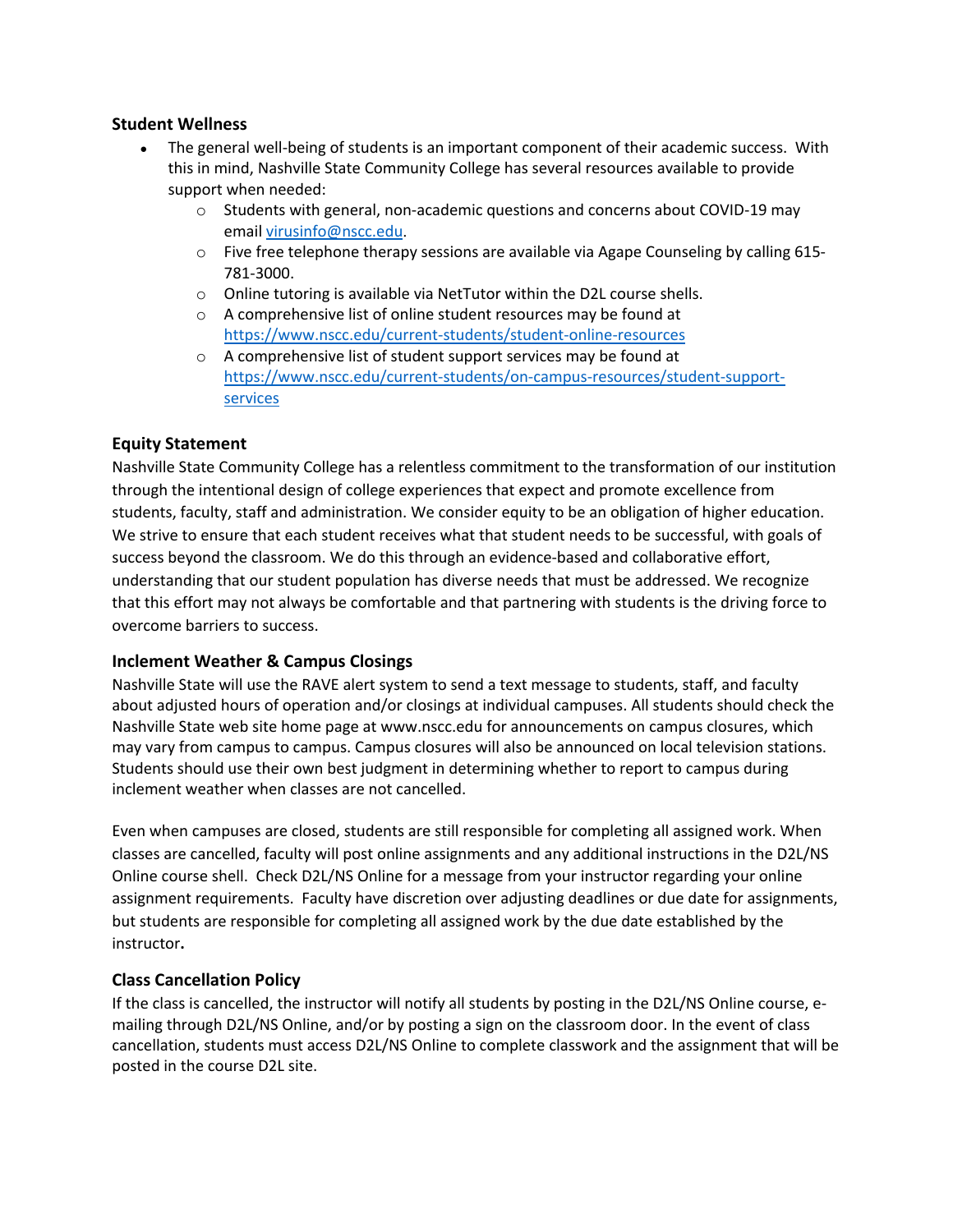## Student Wellness

- The general well-being of students is an important component of their academic success. With this in mind, Nashville State Community College has several resources available to provide support when needed:
  - Students with general, non-academic questions and concerns about COVID-19 may email virusinfo@nscc.edu.
  - Five free telephone therapy sessions are available via Agape Counseling by calling 615-781-3000.
  - Online tutoring is available via NetTutor within the D2L course shells.
  - A comprehensive list of online student resources may be found at https://www.nscc.edu/current-students/student-online-resources
  - A comprehensive list of student support services may be found at https://www.nscc.edu/current-students/on-campus-resources/student-support-services

## Equity Statement

Nashville State Community College has a relentless commitment to the transformation of our institution through the intentional design of college experiences that expect and promote excellence from students, faculty, staff and administration. We consider equity to be an obligation of higher education. We strive to ensure that each student receives what that student needs to be successful, with goals of success beyond the classroom. We do this through an evidence-based and collaborative effort, understanding that our student population has diverse needs that must be addressed. We recognize that this effort may not always be comfortable and that partnering with students is the driving force to overcome barriers to success.

## Inclement Weather & Campus Closings

Nashville State will use the RAVE alert system to send a text message to students, staff, and faculty about adjusted hours of operation and/or closings at individual campuses. All students should check the Nashville State web site home page at www.nscc.edu for announcements on campus closures, which may vary from campus to campus. Campus closures will also be announced on local television stations. Students should use their own best judgment in determining whether to report to campus during inclement weather when classes are not cancelled.

Even when campuses are closed, students are still responsible for completing all assigned work. When classes are cancelled, faculty will post online assignments and any additional instructions in the D2L/NS Online course shell. Check D2L/NS Online for a message from your instructor regarding your online assignment requirements. Faculty have discretion over adjusting deadlines or due date for assignments, but students are responsible for completing all assigned work by the due date established by the instructor.

## Class Cancellation Policy

If the class is cancelled, the instructor will notify all students by posting in the D2L/NS Online course, e-mailing through D2L/NS Online, and/or by posting a sign on the classroom door. In the event of class cancellation, students must access D2L/NS Online to complete classwork and the assignment that will be posted in the course D2L site.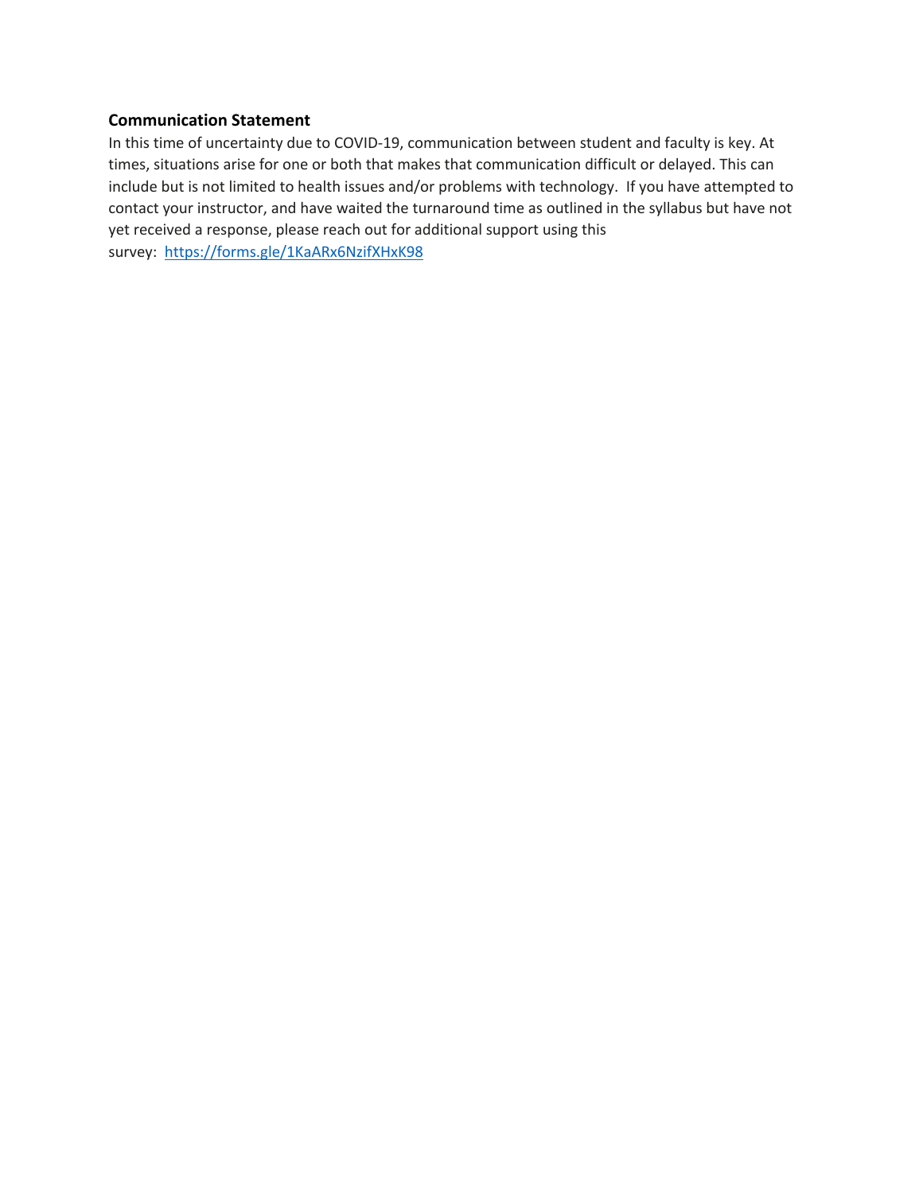**Communication Statement**

In this time of uncertainty due to COVID-19, communication between student and faculty is key. At times, situations arise for one or both that makes that communication difficult or delayed. This can include but is not limited to health issues and/or problems with technology. If you have attempted to contact your instructor, and have waited the turnaround time as outlined in the syllabus but have not yet received a response, please reach out for additional support using this survey: [https://forms.gle/1KaARx6NzifXHxK98](https://forms.gle/1KaARx6NzifXHxK98)